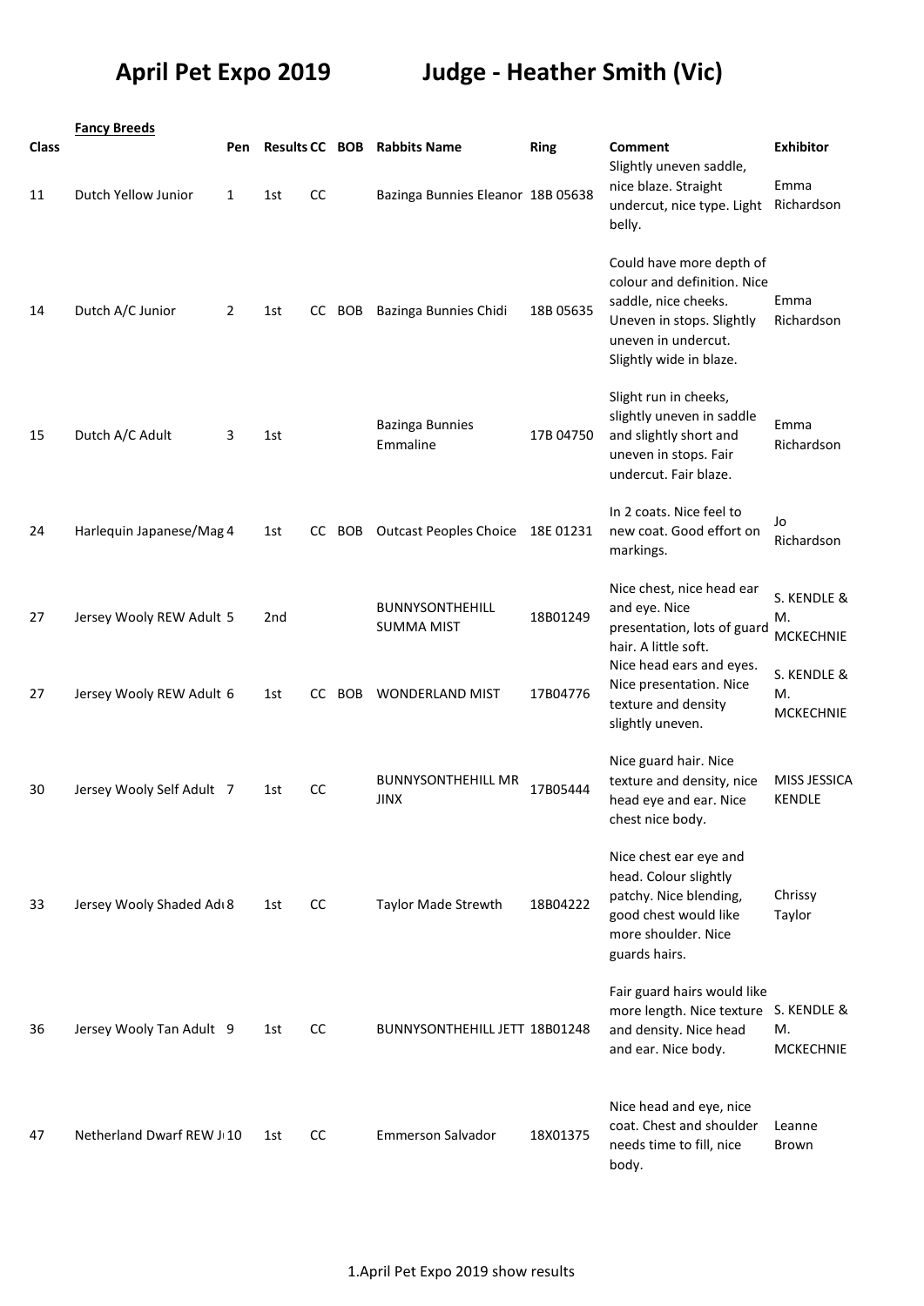# April Pet Expo 2019 Judge - Heather Smith (Vic)

| Class | Fancy Breeds | Pen | Results | CC | BOB | Rabbits Name | Ring | Comment | Exhibitor |
|---|---|---|---|---|---|---|---|---|---|
| 11 | Dutch Yellow Junior | 1 | 1st | CC | | Bazinga Bunnies Eleanor | 18B 05638 | Slightly uneven saddle, nice blaze. Straight undercut, nice type. Light belly. | Emma Richardson |
| 14 | Dutch A/C Junior | 2 | 1st | CC | BOB | Bazinga Bunnies Chidi | 18B 05635 | Could have more depth of colour and definition. Nice saddle, nice cheeks. Uneven in stops. Slightly uneven in undercut. Slightly wide in blaze. | Emma Richardson |
| 15 | Dutch A/C Adult | 3 | 1st | | | Bazinga Bunnies Emmaline | 17B 04750 | Slight run in cheeks, slightly uneven in saddle and slightly short and uneven in stops. Fair undercut. Fair blaze. | Emma Richardson |
| 24 | Harlequin Japanese/Mag | 4 | 1st | CC | BOB | Outcast Peoples Choice | 18E 01231 | In 2 coats. Nice feel to new coat. Good effort on markings. | Jo Richardson |
| 27 | Jersey Wooly REW Adult | 5 | 2nd | | | BUNNYSONTHEHILL SUMMA MIST | 18B01249 | Nice chest, nice head ear and eye. Nice presentation, lots of guard hair. A little soft. | S. KENDLE & M. MCKECHNIE |
| 27 | Jersey Wooly REW Adult | 6 | 1st | CC | BOB | WONDERLAND MIST | 17B04776 | Nice head ears and eyes. Nice presentation. Nice texture and density slightly uneven. | S. KENDLE & M. MCKECHNIE |
| 30 | Jersey Wooly Self Adult | 7 | 1st | CC | | BUNNYSONTHEHILL MR JINX | 17B05444 | Nice guard hair. Nice texture and density, nice head eye and ear. Nice chest nice body. | MISS JESSICA KENDLE |
| 33 | Jersey Wooly Shaded Adı | 8 | 1st | CC | | Taylor Made Strewth | 18B04222 | Nice chest ear eye and head. Colour slightly patchy. Nice blending, good chest would like more shoulder. Nice guards hairs. | Chrissy Taylor |
| 36 | Jersey Wooly Tan Adult | 9 | 1st | CC | | BUNNYSONTHEHILL JETT | 18B01248 | Fair guard hairs would like more length. Nice texture and density. Nice head and ear. Nice body. | S. KENDLE & M. MCKECHNIE |
| 47 | Netherland Dwarf REW J | 10 | 1st | CC | | Emmerson Salvador | 18X01375 | Nice head and eye, nice coat. Chest and shoulder needs time to fill, nice body. | Leanne Brown |

1.April Pet Expo 2019 show results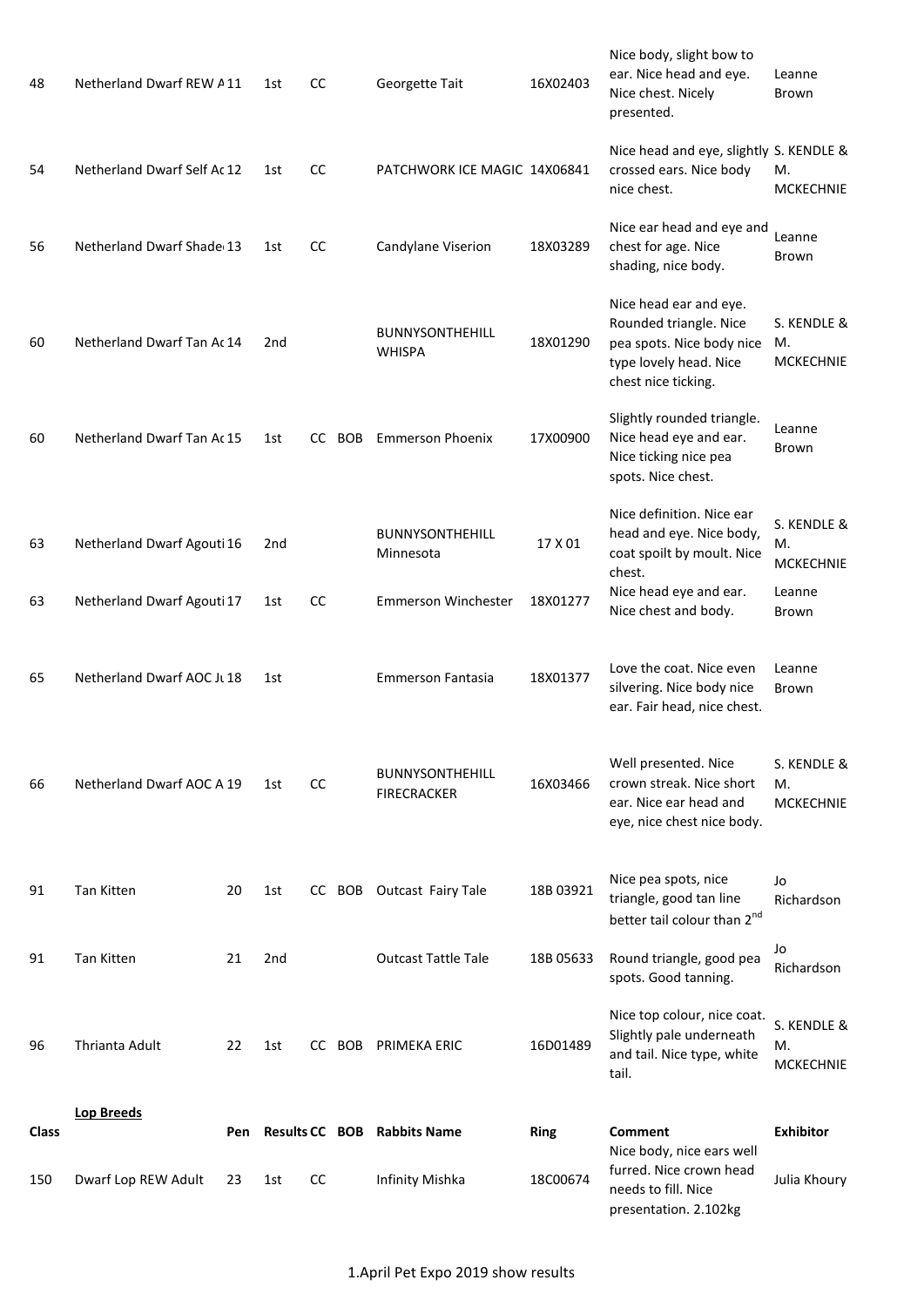| | | | | | | | | | |
|---|---|---|---|---|---|---|---|---|---|
| 48 | Netherland Dwarf REW A | 11 | 1st | CC | | Georgette Tait | 16X02403 | Nice body, slight bow to ear. Nice head and eye. Nice chest. Nicely presented. | Leanne Brown |
| 54 | Netherland Dwarf Self Ac | 12 | 1st | CC | | PATCHWORK ICE MAGIC | 14X06841 | Nice head and eye, slightly crossed ears. Nice body nice chest. | S. KENDLE & M. MCKECHNIE |
| 56 | Netherland Dwarf Shade | 13 | 1st | CC | | Candylane Viserion | 18X03289 | Nice ear head and eye and chest for age. Nice shading, nice body. | Leanne Brown |
| 60 | Netherland Dwarf Tan Ac | 14 | 2nd | | | BUNNYSONTHEHILL WHISPA | 18X01290 | Nice head ear and eye. Rounded triangle. Nice pea spots. Nice body nice type lovely head. Nice chest nice ticking. | S. KENDLE & M. MCKECHNIE |
| 60 | Netherland Dwarf Tan Ac | 15 | 1st | CC | BOB | Emmerson Phoenix | 17X00900 | Slightly rounded triangle. Nice head eye and ear. Nice ticking nice pea spots. Nice chest. | Leanne Brown |
| 63 | Netherland Dwarf Agouti | 16 | 2nd | | | BUNNYSONTHEHILL Minnesota | 17 X 01 | Nice definition. Nice ear head and eye. Nice body, coat spoilt by moult. Nice chest. | S. KENDLE & M. MCKECHNIE |
| 63 | Netherland Dwarf Agouti | 17 | 1st | CC | | Emmerson Winchester | 18X01277 | Nice head eye and ear. Nice chest and body. | Leanne Brown |
| 65 | Netherland Dwarf AOC Ju | 18 | 1st | | | Emmerson Fantasia | 18X01377 | Love the coat. Nice even silvering. Nice body nice ear. Fair head, nice chest. | Leanne Brown |
| 66 | Netherland Dwarf AOC A | 19 | 1st | CC | | BUNNYSONTHEHILL FIRECRACKER | 16X03466 | Well presented. Nice crown streak. Nice short ear. Nice ear head and eye, nice chest nice body. | S. KENDLE & M. MCKECHNIE |
| 91 | Tan Kitten | 20 | 1st | CC | BOB | Outcast Fairy Tale | 18B 03921 | Nice pea spots, nice triangle, good tan line better tail colour than 2nd | Jo Richardson |
| 91 | Tan Kitten | 21 | 2nd | | | Outcast Tattle Tale | 18B 05633 | Round triangle, good pea spots. Good tanning. | Jo Richardson |
| 96 | Thrianta Adult | 22 | 1st | CC | BOB | PRIMEKA ERIC | 16D01489 | Nice top colour, nice coat. Slightly pale underneath and tail. Nice type, white tail. | S. KENDLE & M. MCKECHNIE |

**Lop Breeds**

| Class | | Pen | Results | CC | BOB | Rabbits Name | Ring | Comment | Exhibitor |
|---|---|---|---|---|---|---|---|---|---|
| 150 | Dwarf Lop REW Adult | 23 | 1st | CC | | Infinity Mishka | 18C00674 | Nice body, nice ears well furred. Nice crown head needs to fill. Nice presentation. 2.102kg | Julia Khoury |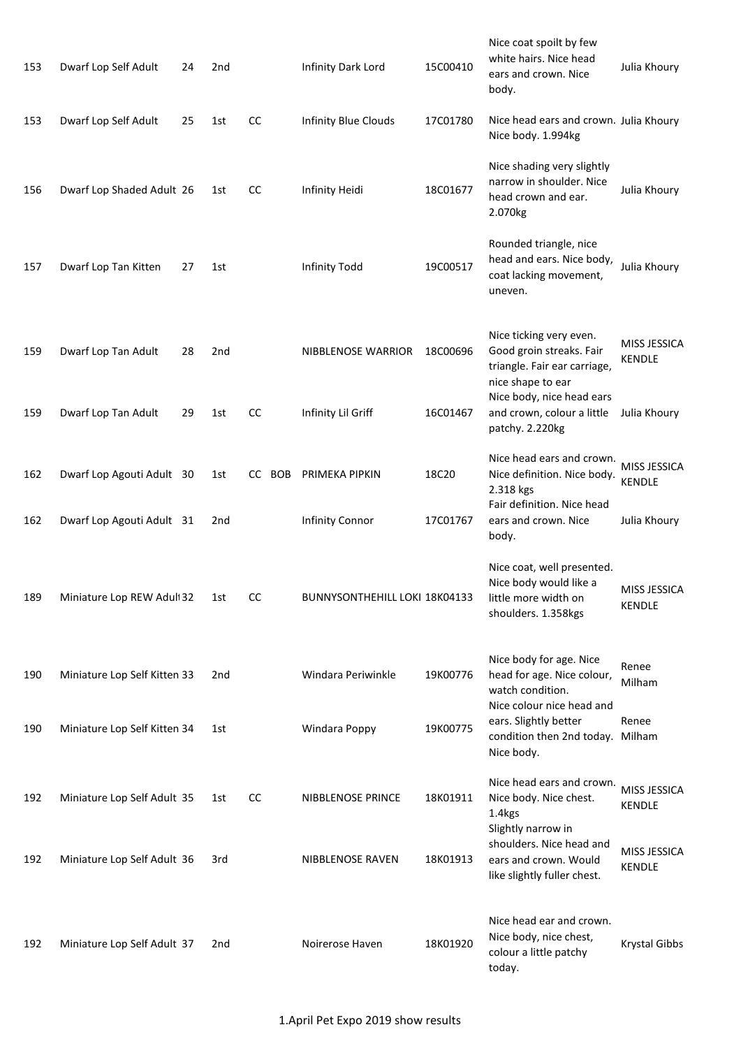| | | | | | | | | | |
|---|---|---|---|---|---|---|---|---|---|
| 153 | Dwarf Lop Self Adult | 24 | 2nd | | | Infinity Dark Lord | 15C00410 | Nice coat spoilt by few white hairs. Nice head ears and crown. Nice body. | Julia Khoury |
| 153 | Dwarf Lop Self Adult | 25 | 1st | CC | | Infinity Blue Clouds | 17C01780 | Nice head ears and crown. Nice body. 1.994kg | Julia Khoury |
| 156 | Dwarf Lop Shaded Adult | 26 | 1st | CC | | Infinity Heidi | 18C01677 | Nice shading very slightly narrow in shoulder. Nice head crown and ear. 2.070kg | Julia Khoury |
| 157 | Dwarf Lop Tan Kitten | 27 | 1st | | | Infinity Todd | 19C00517 | Rounded triangle, nice head and ears. Nice body, coat lacking movement, uneven. | Julia Khoury |
| 159 | Dwarf Lop Tan Adult | 28 | 2nd | | | NIBBLENOSE WARRIOR | 18C00696 | Nice ticking very even. Good groin streaks. Fair triangle. Fair ear carriage, nice shape to ear | MISS JESSICA KENDLE |
| 159 | Dwarf Lop Tan Adult | 29 | 1st | CC | | Infinity Lil Griff | 16C01467 | Nice body, nice head ears and crown, colour a little patchy. 2.220kg | Julia Khoury |
| 162 | Dwarf Lop Agouti Adult | 30 | 1st | CC | BOB | PRIMEKA PIPKIN | 18C20 | Nice head ears and crown. Nice definition. Nice body. 2.318 kgs | MISS JESSICA KENDLE |
| 162 | Dwarf Lop Agouti Adult | 31 | 2nd | | | Infinity Connor | 17C01767 | Fair definition. Nice head ears and crown. Nice body. | Julia Khoury |
| 189 | Miniature Lop REW Adult | 32 | 1st | CC | | BUNNYSONTHEHILL LOKI | 18K04133 | Nice coat, well presented. Nice body would like a little more width on shoulders. 1.358kgs | MISS JESSICA KENDLE |
| 190 | Miniature Lop Self Kitten | 33 | 2nd | | | Windara Periwinkle | 19K00776 | Nice body for age. Nice head for age. Nice colour, watch condition. | Renee Milham |
| 190 | Miniature Lop Self Kitten | 34 | 1st | | | Windara Poppy | 19K00775 | Nice colour nice head and ears. Slightly better condition then 2nd today. Nice body. | Renee Milham |
| 192 | Miniature Lop Self Adult | 35 | 1st | CC | | NIBBLENOSE PRINCE | 18K01911 | Nice head ears and crown. Nice body. Nice chest. 1.4kgs | MISS JESSICA KENDLE |
| 192 | Miniature Lop Self Adult | 36 | 3rd | | | NIBBLENOSE RAVEN | 18K01913 | Slightly narrow in shoulders. Nice head and ears and crown. Would like slightly fuller chest. | MISS JESSICA KENDLE |
| 192 | Miniature Lop Self Adult | 37 | 2nd | | | Noirerose Haven | 18K01920 | Nice head ear and crown. Nice body, nice chest, colour a little patchy today. | Krystal Gibbs |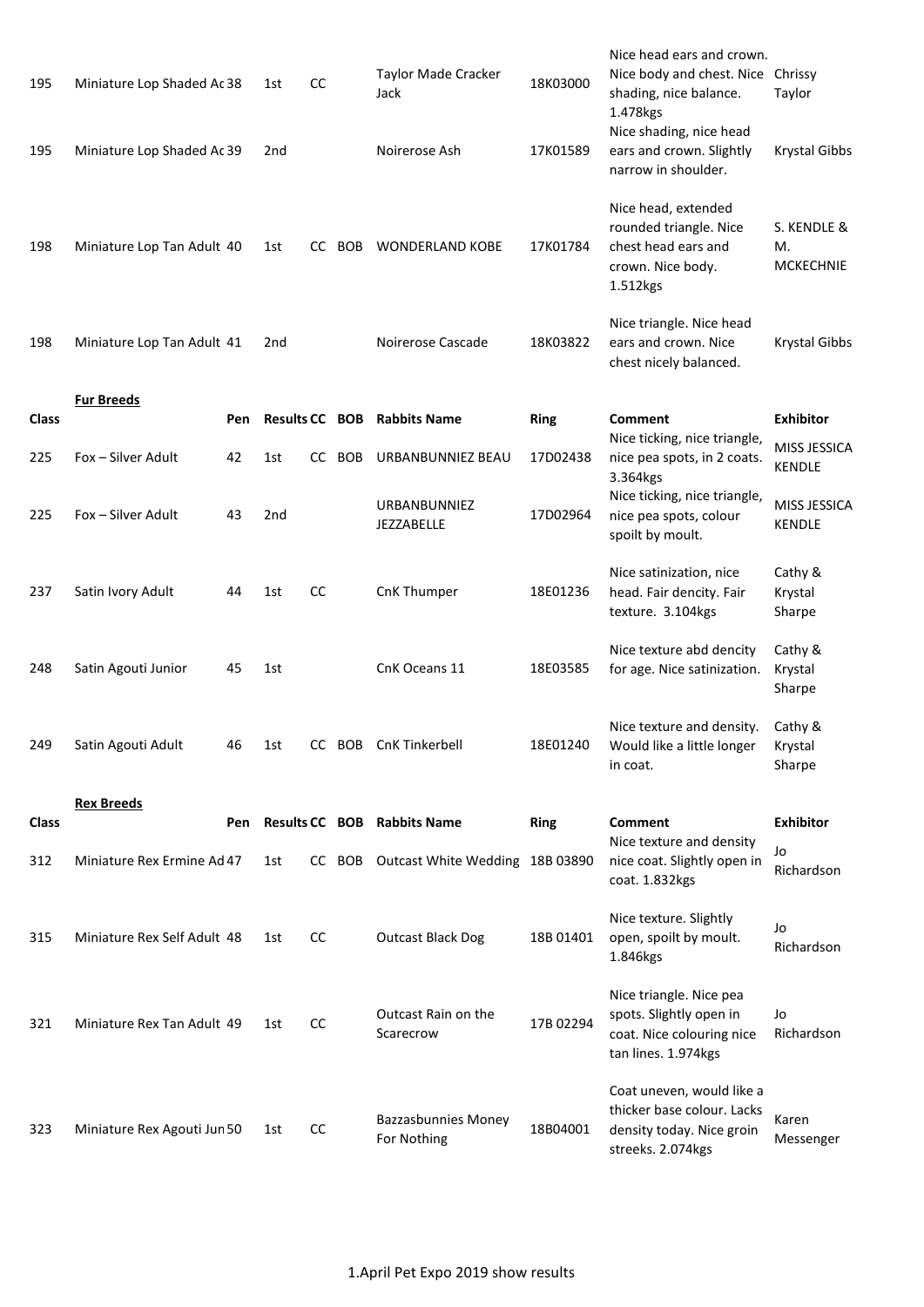| | | | | | | | | | |
|---|---|---|---|---|---|---|---|---|---|
| 195 | Miniature Lop Shaded Ac | 38 | 1st | CC | | Taylor Made Cracker Jack | 18K03000 | Nice head ears and crown. Nice body and chest. Nice shading, nice balance. 1.478kgs | Chrissy Taylor |
| 195 | Miniature Lop Shaded Ac | 39 | 2nd | | | Noirerose Ash | 17K01589 | Nice shading, nice head ears and crown. Slightly narrow in shoulder. | Krystal Gibbs |
| 198 | Miniature Lop Tan Adult | 40 | 1st | CC | BOB | WONDERLAND KOBE | 17K01784 | Nice head, extended rounded triangle. Nice chest head ears and crown. Nice body. 1.512kgs | S. KENDLE & M. MCKECHNIE |
| 198 | Miniature Lop Tan Adult | 41 | 2nd | | | Noirerose Cascade | 18K03822 | Nice triangle. Nice head ears and crown. Nice chest nicely balanced. | Krystal Gibbs |

**Fur Breeds**

| Class | | Pen | Results | CC | BOB | Rabbits Name | Ring | Comment | Exhibitor |
|---|---|---|---|---|---|---|---|---|---|
| 225 | Fox – Silver Adult | 42 | 1st | CC | BOB | URBANBUNNIEZ BEAU | 17D02438 | Nice ticking, nice triangle, nice pea spots, in 2 coats. 3.364kgs | MISS JESSICA KENDLE |
| 225 | Fox – Silver Adult | 43 | 2nd | | | URBANBUNNIEZ JEZZABELLE | 17D02964 | Nice ticking, nice triangle, nice pea spots, colour spoilt by moult. | MISS JESSICA KENDLE |
| 237 | Satin Ivory Adult | 44 | 1st | CC | | CnK Thumper | 18E01236 | Nice satinization, nice head. Fair dencity. Fair texture. 3.104kgs | Cathy & Krystal Sharpe |
| 248 | Satin Agouti Junior | 45 | 1st | | | CnK Oceans 11 | 18E03585 | Nice texture abd dencity for age. Nice satinization. | Cathy & Krystal Sharpe |
| 249 | Satin Agouti Adult | 46 | 1st | CC | BOB | CnK Tinkerbell | 18E01240 | Nice texture and density. Would like a little longer in coat. | Cathy & Krystal Sharpe |

**Rex Breeds**

| Class | | Pen | Results | CC | BOB | Rabbits Name | Ring | Comment | Exhibitor |
|---|---|---|---|---|---|---|---|---|---|
| 312 | Miniature Rex Ermine Ad | 47 | 1st | CC | BOB | Outcast White Wedding | 18B 03890 | Nice texture and density nice coat. Slightly open in coat. 1.832kgs | Jo Richardson |
| 315 | Miniature Rex Self Adult | 48 | 1st | CC | | Outcast Black Dog | 18B 01401 | Nice texture. Slightly open, spoilt by moult. 1.846kgs | Jo Richardson |
| 321 | Miniature Rex Tan Adult | 49 | 1st | CC | | Outcast Rain on the Scarecrow | 17B 02294 | Nice triangle. Nice pea spots. Slightly open in coat. Nice colouring nice tan lines. 1.974kgs | Jo Richardson |
| 323 | Miniature Rex Agouti Jun | 50 | 1st | CC | | Bazzasbunnies Money For Nothing | 18B04001 | Coat uneven, would like a thicker base colour. Lacks density today. Nice groin streeks. 2.074kgs | Karen Messenger |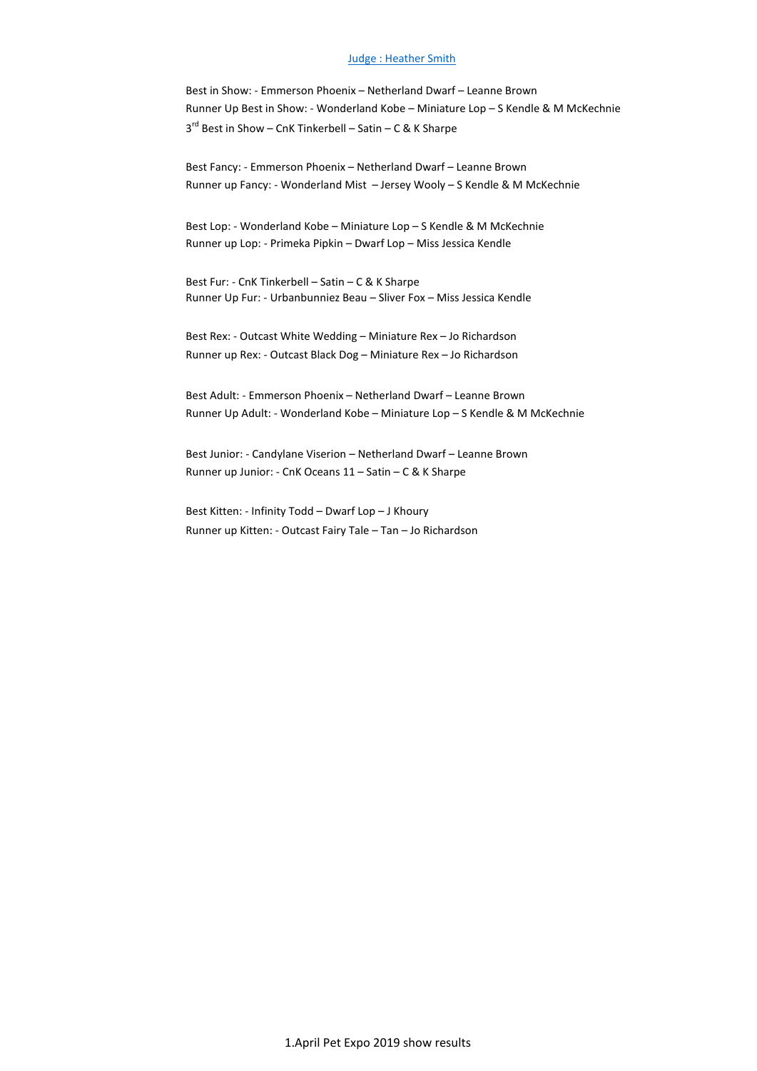Judge : Heather Smith

Best in Show: - Emmerson Phoenix – Netherland Dwarf – Leanne Brown
Runner Up Best in Show: - Wonderland Kobe – Miniature Lop – S Kendle & M McKechnie
3rd Best in Show – CnK Tinkerbell – Satin – C & K Sharpe

Best Fancy: - Emmerson Phoenix – Netherland Dwarf – Leanne Brown
Runner up Fancy: - Wonderland Mist – Jersey Wooly – S Kendle & M McKechnie

Best Lop: - Wonderland Kobe – Miniature Lop – S Kendle & M McKechnie
Runner up Lop: - Primeka Pipkin – Dwarf Lop – Miss Jessica Kendle

Best Fur: - CnK Tinkerbell – Satin – C & K Sharpe
Runner Up Fur: - Urbanbunniez Beau – Sliver Fox – Miss Jessica Kendle

Best Rex: - Outcast White Wedding – Miniature Rex – Jo Richardson
Runner up Rex: - Outcast Black Dog – Miniature Rex – Jo Richardson

Best Adult: - Emmerson Phoenix – Netherland Dwarf – Leanne Brown
Runner Up Adult: - Wonderland Kobe – Miniature Lop – S Kendle & M McKechnie

Best Junior: - Candylane Viserion – Netherland Dwarf – Leanne Brown
Runner up Junior: - CnK Oceans 11 – Satin – C & K Sharpe

Best Kitten: - Infinity Todd – Dwarf Lop – J Khoury
Runner up Kitten: - Outcast Fairy Tale – Tan – Jo Richardson

1.April Pet Expo 2019 show results